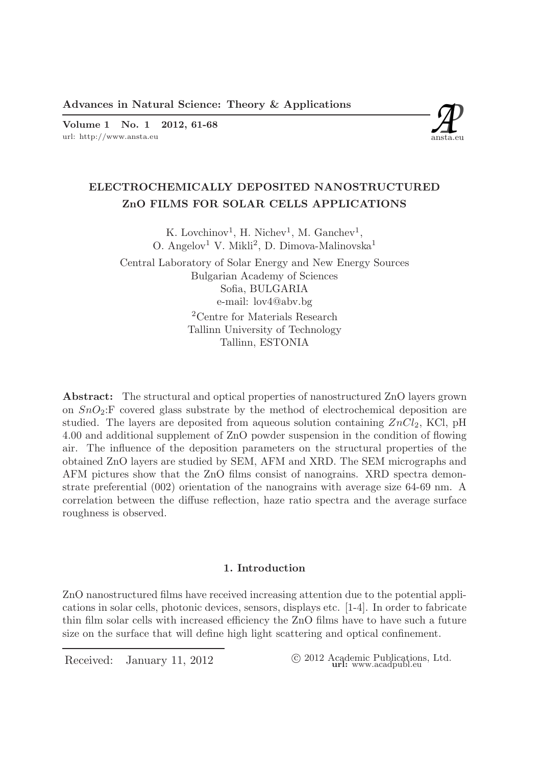# ELECTROCHEMICALLY DEPOSITED NANOSTRUCTURED ZnO FILMS FOR SOLAR CELLS APPLICATIONS

K. Lovchinov[1], H. Nichev[1], M. Ganchev[1], O. Angelov[1] V. Mikli[2], D. Dimova-Malinovska[1]

Central Laboratory of Solar Energy and New Energy Sources
Bulgarian Academy of Sciences
Sofia, BULGARIA
e-mail: lov4@abv.bg

[2]Centre for Materials Research
Tallinn University of Technology
Tallinn, ESTONIA

**Abstract:** The structural and optical properties of nanostructured ZnO layers grown on $SnO_2$:F covered glass substrate by the method of electrochemical deposition are studied. The layers are deposited from aqueous solution containing $ZnCl_2$, KCl, pH 4.00 and additional supplement of ZnO powder suspension in the condition of flowing air. The influence of the deposition parameters on the structural properties of the obtained ZnO layers are studied by SEM, AFM and XRD. The SEM micrographs and AFM pictures show that the ZnO films consist of nanograins. XRD spectra demonstrate preferential (002) orientation of the nanograins with average size 64-69 nm. A correlation between the diffuse reflection, haze ratio spectra and the average surface roughness is observed.

## 1. Introduction

ZnO nanostructured films have received increasing attention due to the potential applications in solar cells, photonic devices, sensors, displays etc. [1-4]. In order to fabricate thin film solar cells with increased efficiency the ZnO films have to have such a future size on the surface that will define high light scattering and optical confinement.

Received: January 11, 2012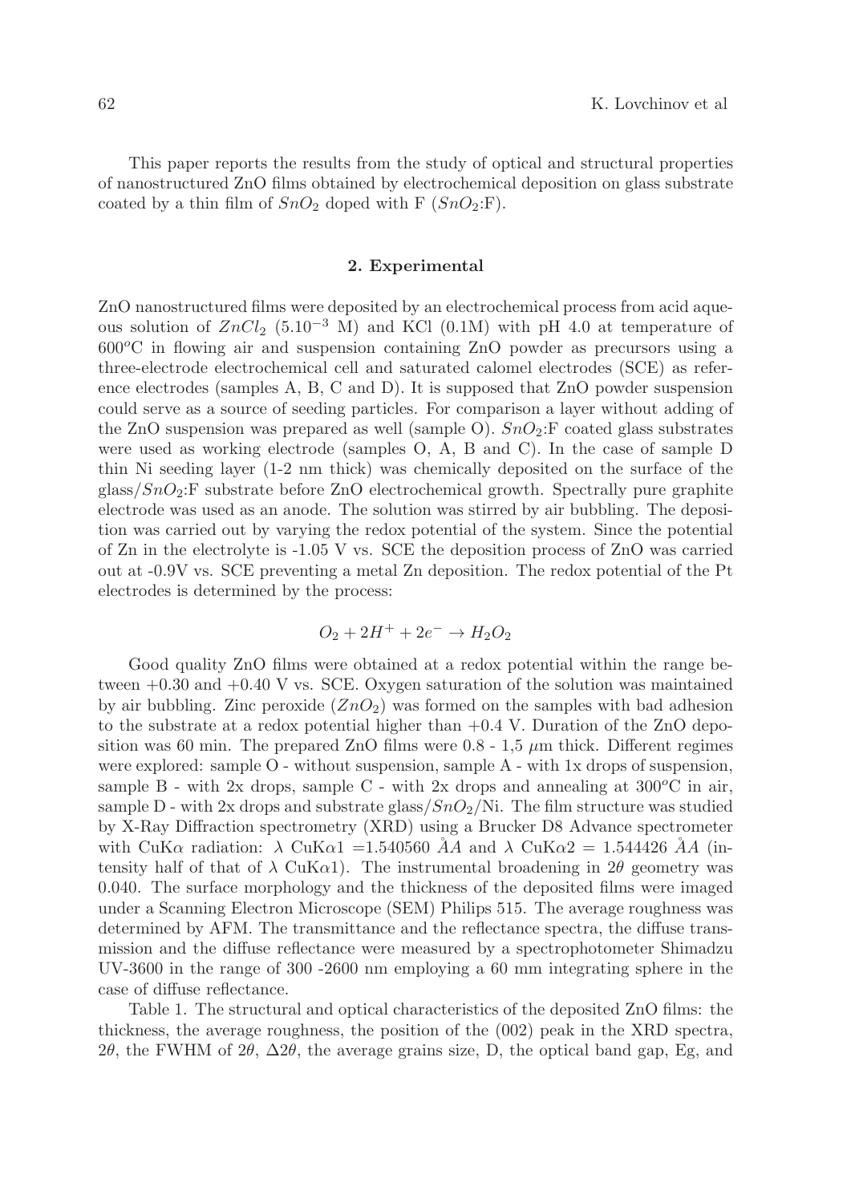This paper reports the results from the study of optical and structural properties of nanostructured ZnO films obtained by electrochemical deposition on glass substrate coated by a thin film of $SnO_2$ doped with F ($SnO_2$:F).

## 2. Experimental

ZnO nanostructured films were deposited by an electrochemical process from acid aqueous solution of $ZnCl_2$ ($5.10^{-3}$ M) and KCl (0.1M) with pH 4.0 at temperature of $600^o$C in flowing air and suspension containing ZnO powder as precursors using a three-electrode electrochemical cell and saturated calomel electrodes (SCE) as reference electrodes (samples A, B, C and D). It is supposed that ZnO powder suspension could serve as a source of seeding particles. For comparison a layer without adding of the ZnO suspension was prepared as well (sample O). $SnO_2$:F coated glass substrates were used as working electrode (samples O, A, B and C). In the case of sample D thin Ni seeding layer (1-2 nm thick) was chemically deposited on the surface of the glass/$SnO_2$:F substrate before ZnO electrochemical growth. Spectrally pure graphite electrode was used as an anode. The solution was stirred by air bubbling. The deposition was carried out by varying the redox potential of the system. Since the potential of Zn in the electrolyte is -1.05 V vs. SCE the deposition process of ZnO was carried out at -0.9V vs. SCE preventing a metal Zn deposition. The redox potential of the Pt electrodes is determined by the process:

$$O_2 + 2H^+ + 2e^- \rightarrow H_2O_2$$

Good quality ZnO films were obtained at a redox potential within the range between +0.30 and +0.40 V vs. SCE. Oxygen saturation of the solution was maintained by air bubbling. Zinc peroxide ($ZnO_2$) was formed on the samples with bad adhesion to the substrate at a redox potential higher than +0.4 V. Duration of the ZnO deposition was 60 min. The prepared ZnO films were 0.8 - 1,5 $\mu$m thick. Different regimes were explored: sample O - without suspension, sample A - with 1x drops of suspension, sample B - with 2x drops, sample C - with 2x drops and annealing at $300^o$C in air, sample D - with 2x drops and substrate glass/$SnO_2$/Ni. The film structure was studied by X-Ray Diffraction spectrometry (XRD) using a Brucker D8 Advance spectrometer with CuK$\alpha$ radiation: $\lambda$ CuK$\alpha$1 =1.540560 ÅA and $\lambda$ CuK$\alpha$2 = 1.544426 ÅA (intensity half of that of $\lambda$ CuK$\alpha$1). The instrumental broadening in $2\theta$ geometry was 0.040. The surface morphology and the thickness of the deposited films were imaged under a Scanning Electron Microscope (SEM) Philips 515. The average roughness was determined by AFM. The transmittance and the reflectance spectra, the diffuse transmission and the diffuse reflectance were measured by a spectrophotometer Shimadzu UV-3600 in the range of 300 -2600 nm employing a 60 mm integrating sphere in the case of diffuse reflectance.

Table 1. The structural and optical characteristics of the deposited ZnO films: the thickness, the average roughness, the position of the (002) peak in the XRD spectra, $2\theta$, the FWHM of $2\theta$, $\Delta 2\theta$, the average grains size, D, the optical band gap, Eg, and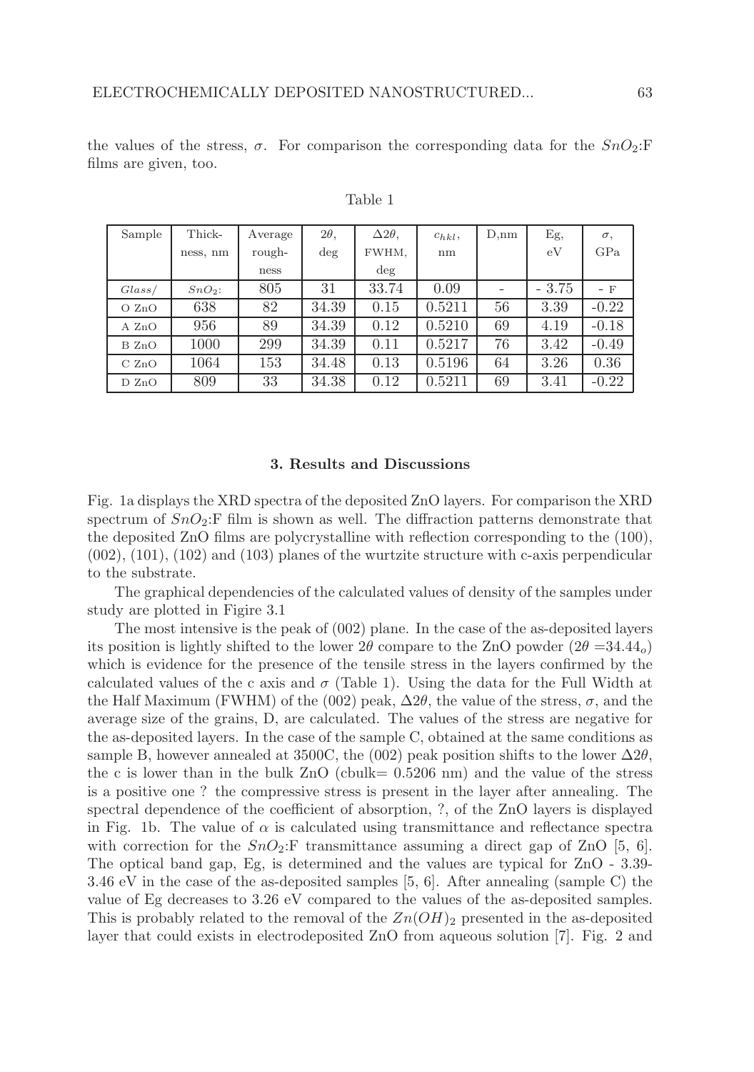the values of the stress, $\sigma$. For comparison the corresponding data for the $SnO_2$:F films are given, too.

Table 1

| Sample | Thickness, nm | Average roughness | $2\theta$, deg | $\Delta 2\theta$, FWHM, deg | $c_{hkl}$, nm | D,nm | Eg, eV | $\sigma$, GPa |
|---|---|---|---|---|---|---|---|---|
| *Glass/* | $SnO_2$: | 805 | 31 | 33.74 | 0.09 | - | - 3.75 | - F |
| O ZnO | 638 | 82 | 34.39 | 0.15 | 0.5211 | 56 | 3.39 | -0.22 |
| A ZnO | 956 | 89 | 34.39 | 0.12 | 0.5210 | 69 | 4.19 | -0.18 |
| B ZnO | 1000 | 299 | 34.39 | 0.11 | 0.5217 | 76 | 3.42 | -0.49 |
| C ZnO | 1064 | 153 | 34.48 | 0.13 | 0.5196 | 64 | 3.26 | 0.36 |
| D ZnO | 809 | 33 | 34.38 | 0.12 | 0.5211 | 69 | 3.41 | -0.22 |

### 3. Results and Discussions

Fig. 1a displays the XRD spectra of the deposited ZnO layers. For comparison the XRD spectrum of $SnO_2$:F film is shown as well. The diffraction patterns demonstrate that the deposited ZnO films are polycrystalline with reflection corresponding to the (100), (002), (101), (102) and (103) planes of the wurtzite structure with c-axis perpendicular to the substrate.

The graphical dependencies of the calculated values of density of the samples under study are plotted in Figire 3.1

The most intensive is the peak of (002) plane. In the case of the as-deposited layers its position is lightly shifted to the lower $2\theta$ compare to the ZnO powder ($2\theta = 34.44_o$) which is evidence for the presence of the tensile stress in the layers confirmed by the calculated values of the c axis and $\sigma$ (Table 1). Using the data for the Full Width at the Half Maximum (FWHM) of the (002) peak, $\Delta 2\theta$, the value of the stress, $\sigma$, and the average size of the grains, D, are calculated. The values of the stress are negative for the as-deposited layers. In the case of the sample C, obtained at the same conditions as sample B, however annealed at 3500C, the (002) peak position shifts to the lower $\Delta 2\theta$, the c is lower than in the bulk ZnO (cbulk= 0.5206 nm) and the value of the stress is a positive one ? the compressive stress is present in the layer after annealing. The spectral dependence of the coefficient of absorption, ?, of the ZnO layers is displayed in Fig. 1b. The value of $\alpha$ is calculated using transmittance and reflectance spectra with correction for the $SnO_2$:F transmittance assuming a direct gap of ZnO [5, 6]. The optical band gap, Eg, is determined and the values are typical for ZnO - 3.39-3.46 eV in the case of the as-deposited samples [5, 6]. After annealing (sample C) the value of Eg decreases to 3.26 eV compared to the values of the as-deposited samples. This is probably related to the removal of the $Zn(OH)_2$ presented in the as-deposited layer that could exists in electrodeposited ZnO from aqueous solution [7]. Fig. 2 and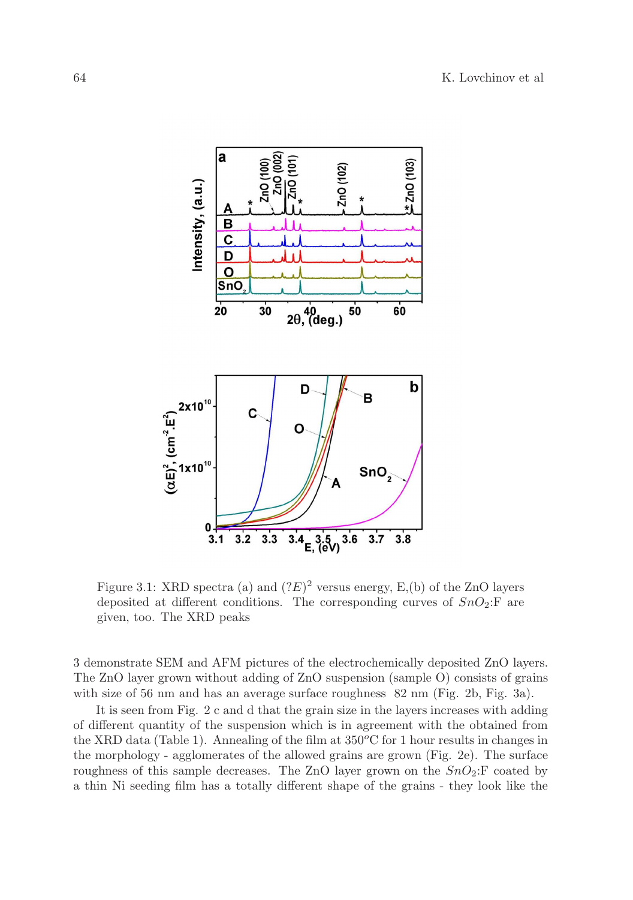Figure 3.1: XRD spectra (a) and $(?E)^2$ versus energy, E,(b) of the ZnO layers deposited at different conditions. The corresponding curves of $SnO_2$:F are given, too. The XRD peaks

3 demonstrate SEM and AFM pictures of the electrochemically deposited ZnO layers. The ZnO layer grown without adding of ZnO suspension (sample O) consists of grains with size of 56 nm and has an average surface roughness 82 nm (Fig. 2b, Fig. 3a).

It is seen from Fig. 2 c and d that the grain size in the layers increases with adding of different quantity of the suspension which is in agreement with the obtained from the XRD data (Table 1). Annealing of the film at $350^{o}$C for 1 hour results in changes in the morphology - agglomerates of the allowed grains are grown (Fig. 2e). The surface roughness of this sample decreases. The ZnO layer grown on the $SnO_2$:F coated by a thin Ni seeding film has a totally different shape of the grains - they look like the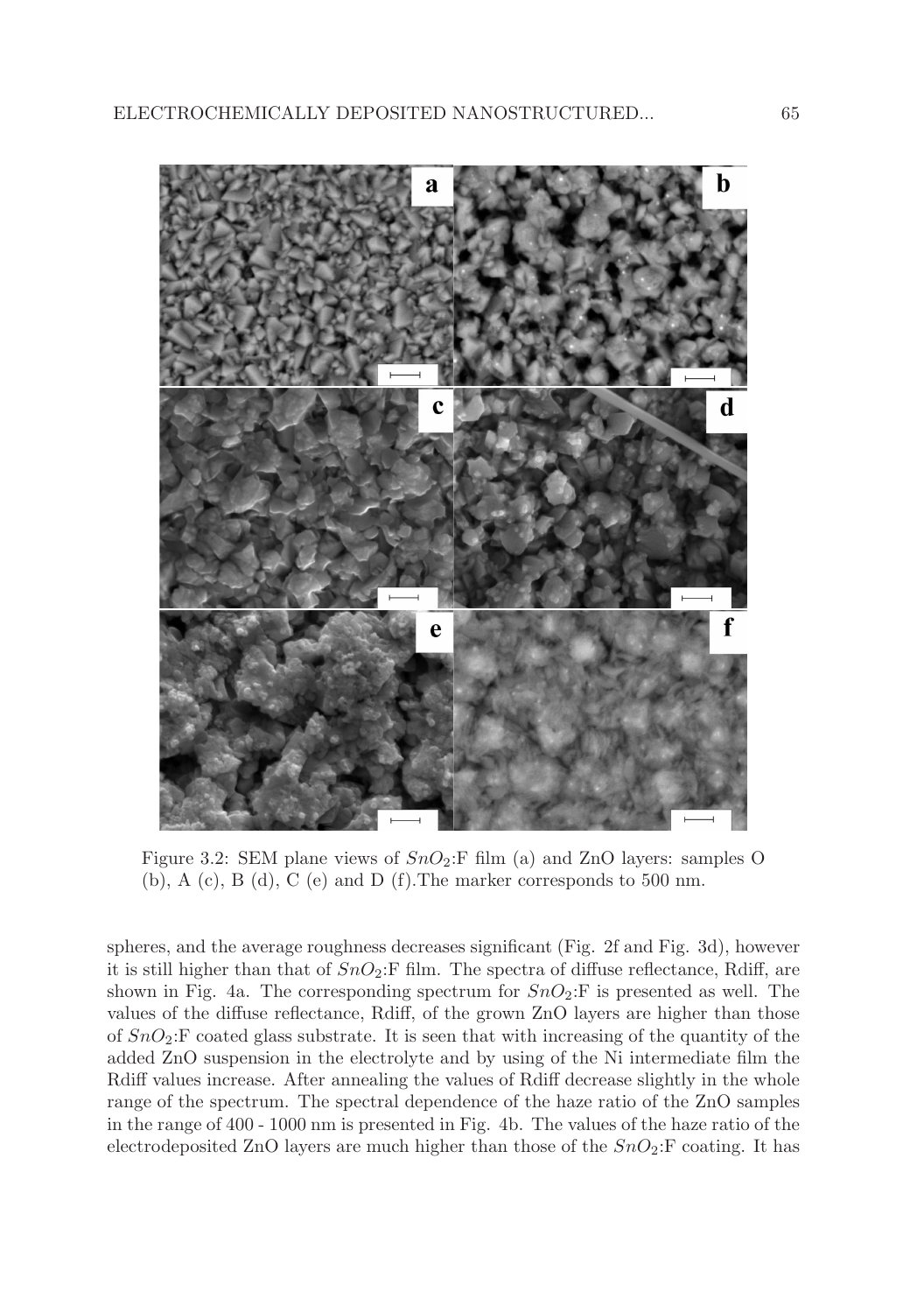Figure 3.2: SEM plane views of $SnO_2$:F film (a) and ZnO layers: samples O (b), A (c), B (d), C (e) and D (f).The marker corresponds to 500 nm.

spheres, and the average roughness decreases significant (Fig. 2f and Fig. 3d), however it is still higher than that of $SnO_2$:F film. The spectra of diffuse reflectance, Rdiff, are shown in Fig. 4a. The corresponding spectrum for $SnO_2$:F is presented as well. The values of the diffuse reflectance, Rdiff, of the grown ZnO layers are higher than those of $SnO_2$:F coated glass substrate. It is seen that with increasing of the quantity of the added ZnO suspension in the electrolyte and by using of the Ni intermediate film the Rdiff values increase. After annealing the values of Rdiff decrease slightly in the whole range of the spectrum. The spectral dependence of the haze ratio of the ZnO samples in the range of 400 - 1000 nm is presented in Fig. 4b. The values of the haze ratio of the electrodeposited ZnO layers are much higher than those of the $SnO_2$:F coating. It has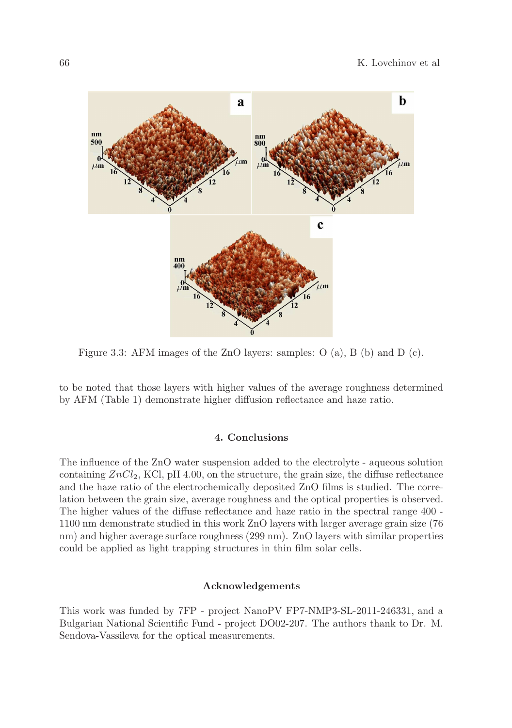Figure 3.3: AFM images of the ZnO layers: samples: O (a), B (b) and D (c).

to be noted that those layers with higher values of the average roughness determined by AFM (Table 1) demonstrate higher diffusion reflectance and haze ratio.

## 4. Conclusions

The influence of the ZnO water suspension added to the electrolyte - aqueous solution containing $ZnCl_2$, KCl, pH 4.00, on the structure, the grain size, the diffuse reflectance and the haze ratio of the electrochemically deposited ZnO films is studied. The correlation between the grain size, average roughness and the optical properties is observed. The higher values of the diffuse reflectance and haze ratio in the spectral range 400 - 1100 nm demonstrate studied in this work ZnO layers with larger average grain size (76 nm) and higher average surface roughness (299 nm). ZnO layers with similar properties could be applied as light trapping structures in thin film solar cells.

## Acknowledgements

This work was funded by 7FP - project NanoPV FP7-NMP3-SL-2011-246331, and a Bulgarian National Scientific Fund - project DO02-207. The authors thank to Dr. M. Sendova-Vassileva for the optical measurements.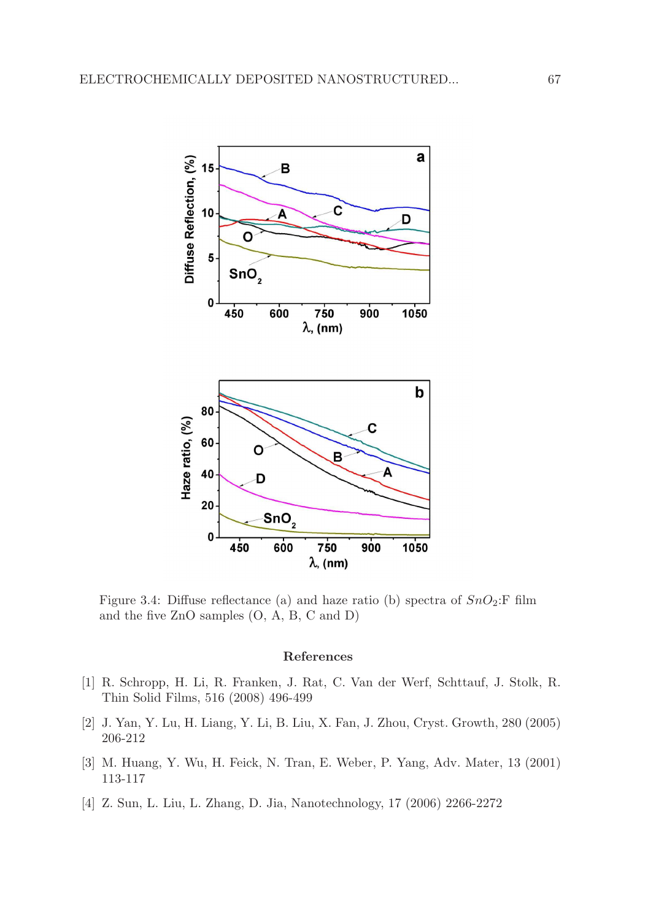Figure 3.4: Diffuse reflectance (a) and haze ratio (b) spectra of $SnO_2$:F film and the five ZnO samples (O, A, B, C and D)

### References

[1] R. Schropp, H. Li, R. Franken, J. Rat, C. Van der Werf, Schttauf, J. Stolk, R. Thin Solid Films, 516 (2008) 496-499

[2] J. Yan, Y. Lu, H. Liang, Y. Li, B. Liu, X. Fan, J. Zhou, Cryst. Growth, 280 (2005) 206-212

[3] M. Huang, Y. Wu, H. Feick, N. Tran, E. Weber, P. Yang, Adv. Mater, 13 (2001) 113-117

[4] Z. Sun, L. Liu, L. Zhang, D. Jia, Nanotechnology, 17 (2006) 2266-2272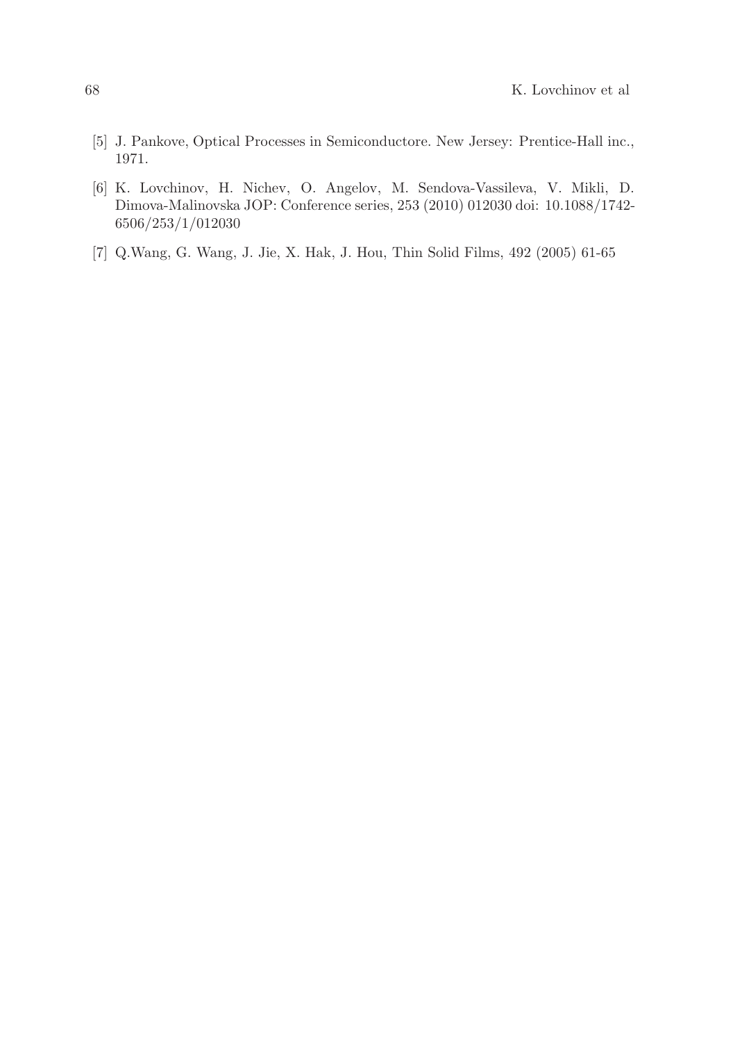[5] J. Pankove, Optical Processes in Semiconductore. New Jersey: Prentice-Hall inc., 1971.

[6] K. Lovchinov, H. Nichev, O. Angelov, M. Sendova-Vassileva, V. Mikli, D. Dimova-Malinovska JOP: Conference series, 253 (2010) 012030 doi: 10.1088/1742-6506/253/1/012030

[7] Q.Wang, G. Wang, J. Jie, X. Hak, J. Hou, Thin Solid Films, 492 (2005) 61-65